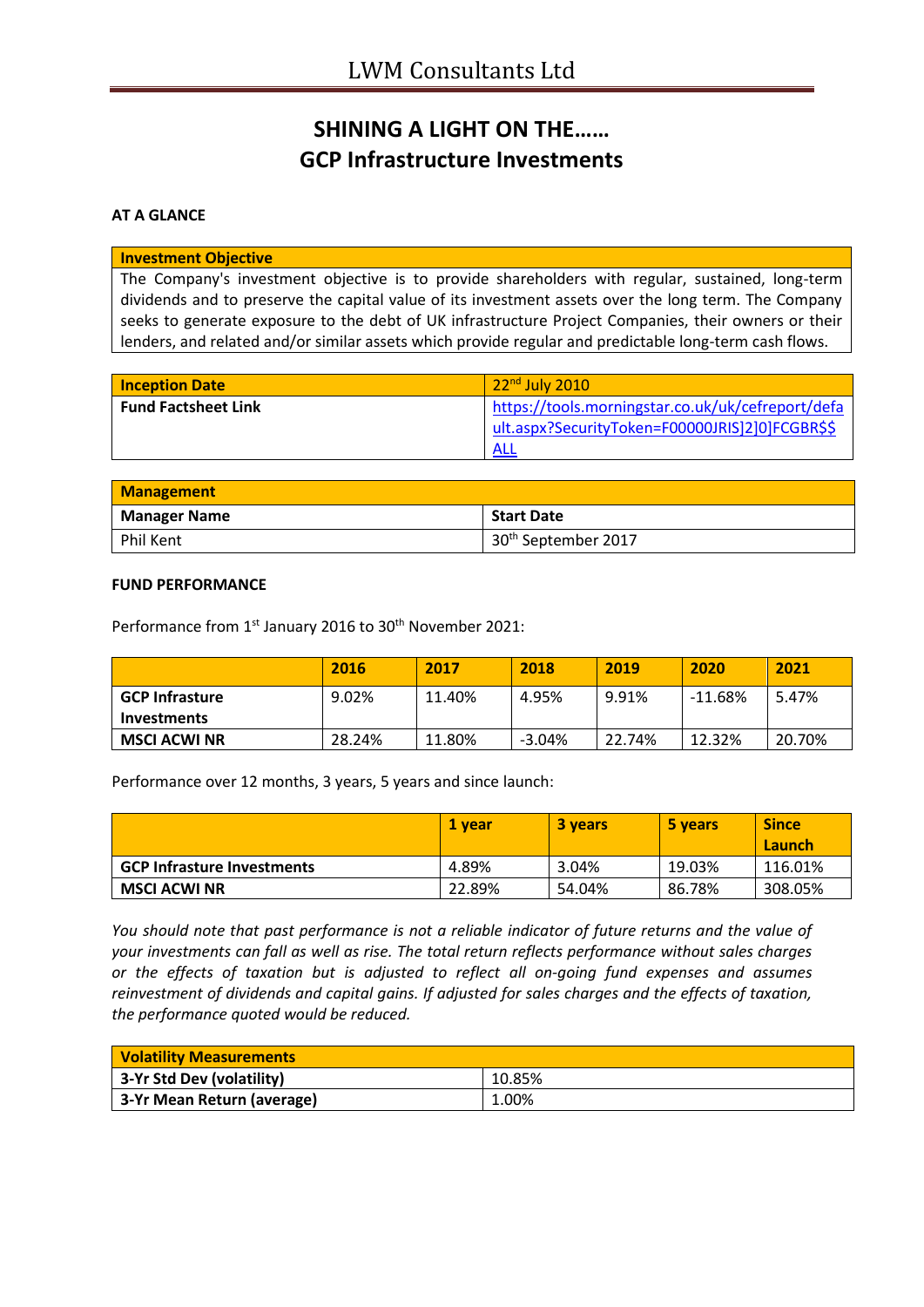# LWM Consultants Ltd

## SHINING A LIGHT ON THE……
## GCP Infrastructure Investments

**AT A GLANCE**

| Investment Objective |
|---|
| The Company's investment objective is to provide shareholders with regular, sustained, long-term dividends and to preserve the capital value of its investment assets over the long term. The Company seeks to generate exposure to the debt of UK infrastructure Project Companies, their owners or their lenders, and related and/or similar assets which provide regular and predictable long-term cash flows. |

| Inception Date | 22nd July 2010 |
|---|---|
| **Fund Factsheet Link** | https://tools.morningstar.co.uk/uk/cefreport/default.aspx?SecurityToken=F00000JRIS]2]0]FCGBR$$ALL |

| Management | |
|---|---|
| **Manager Name** | **Start Date** |
| Phil Kent | 30th September 2017 |

**FUND PERFORMANCE**

Performance from 1st January 2016 to 30th November 2021:

| | 2016 | 2017 | 2018 | 2019 | 2020 | 2021 |
|---|---|---|---|---|---|---|
| **GCP Infrasture Investments** | 9.02% | 11.40% | 4.95% | 9.91% | -11.68% | 5.47% |
| **MSCI ACWI NR** | 28.24% | 11.80% | -3.04% | 22.74% | 12.32% | 20.70% |

Performance over 12 months, 3 years, 5 years and since launch:

| | 1 year | 3 years | 5 years | Since Launch |
|---|---|---|---|---|
| **GCP Infrasture Investments** | 4.89% | 3.04% | 19.03% | 116.01% |
| **MSCI ACWI NR** | 22.89% | 54.04% | 86.78% | 308.05% |

*You should note that past performance is not a reliable indicator of future returns and the value of your investments can fall as well as rise. The total return reflects performance without sales charges or the effects of taxation but is adjusted to reflect all on-going fund expenses and assumes reinvestment of dividends and capital gains. If adjusted for sales charges and the effects of taxation, the performance quoted would be reduced.*

| Volatility Measurements | |
|---|---|
| **3-Yr Std Dev (volatility)** | 10.85% |
| **3-Yr Mean Return (average)** | 1.00% |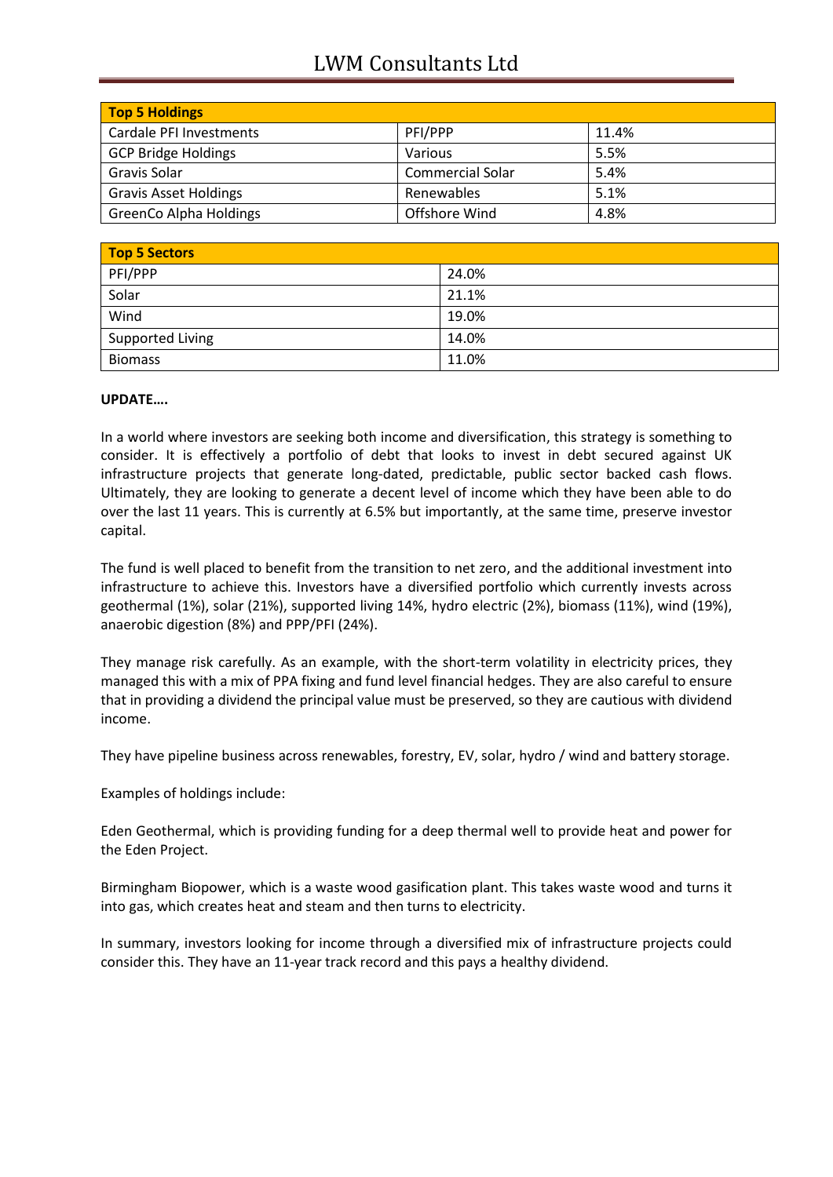| Top 5 Holdings | | |
|---|---|---|
| Cardale PFI Investments | PFI/PPP | 11.4% |
| GCP Bridge Holdings | Various | 5.5% |
| Gravis Solar | Commercial Solar | 5.4% |
| Gravis Asset Holdings | Renewables | 5.1% |
| GreenCo Alpha Holdings | Offshore Wind | 4.8% |

| Top 5 Sectors | |
|---|---|
| PFI/PPP | 24.0% |
| Solar | 21.1% |
| Wind | 19.0% |
| Supported Living | 14.0% |
| Biomass | 11.0% |

**UPDATE….**

In a world where investors are seeking both income and diversification, this strategy is something to consider. It is effectively a portfolio of debt that looks to invest in debt secured against UK infrastructure projects that generate long-dated, predictable, public sector backed cash flows. Ultimately, they are looking to generate a decent level of income which they have been able to do over the last 11 years. This is currently at 6.5% but importantly, at the same time, preserve investor capital.

The fund is well placed to benefit from the transition to net zero, and the additional investment into infrastructure to achieve this. Investors have a diversified portfolio which currently invests across geothermal (1%), solar (21%), supported living 14%, hydro electric (2%), biomass (11%), wind (19%), anaerobic digestion (8%) and PPP/PFI (24%).

They manage risk carefully. As an example, with the short-term volatility in electricity prices, they managed this with a mix of PPA fixing and fund level financial hedges. They are also careful to ensure that in providing a dividend the principal value must be preserved, so they are cautious with dividend income.

They have pipeline business across renewables, forestry, EV, solar, hydro / wind and battery storage.

Examples of holdings include:

Eden Geothermal, which is providing funding for a deep thermal well to provide heat and power for the Eden Project.

Birmingham Biopower, which is a waste wood gasification plant. This takes waste wood and turns it into gas, which creates heat and steam and then turns to electricity.

In summary, investors looking for income through a diversified mix of infrastructure projects could consider this. They have an 11-year track record and this pays a healthy dividend.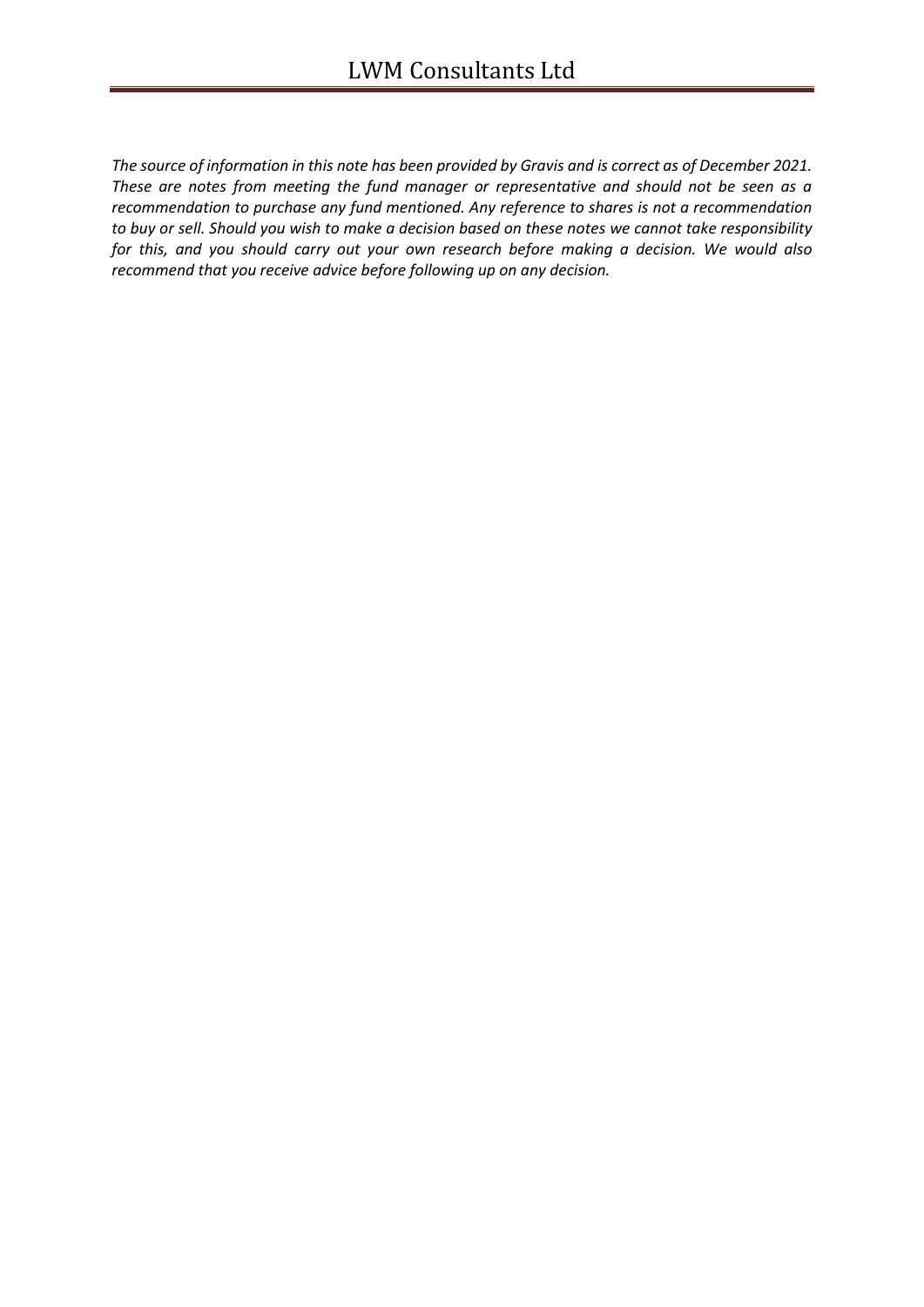*The source of information in this note has been provided by Gravis and is correct as of December 2021. These are notes from meeting the fund manager or representative and should not be seen as a recommendation to purchase any fund mentioned. Any reference to shares is not a recommendation to buy or sell. Should you wish to make a decision based on these notes we cannot take responsibility for this, and you should carry out your own research before making a decision. We would also recommend that you receive advice before following up on any decision.*